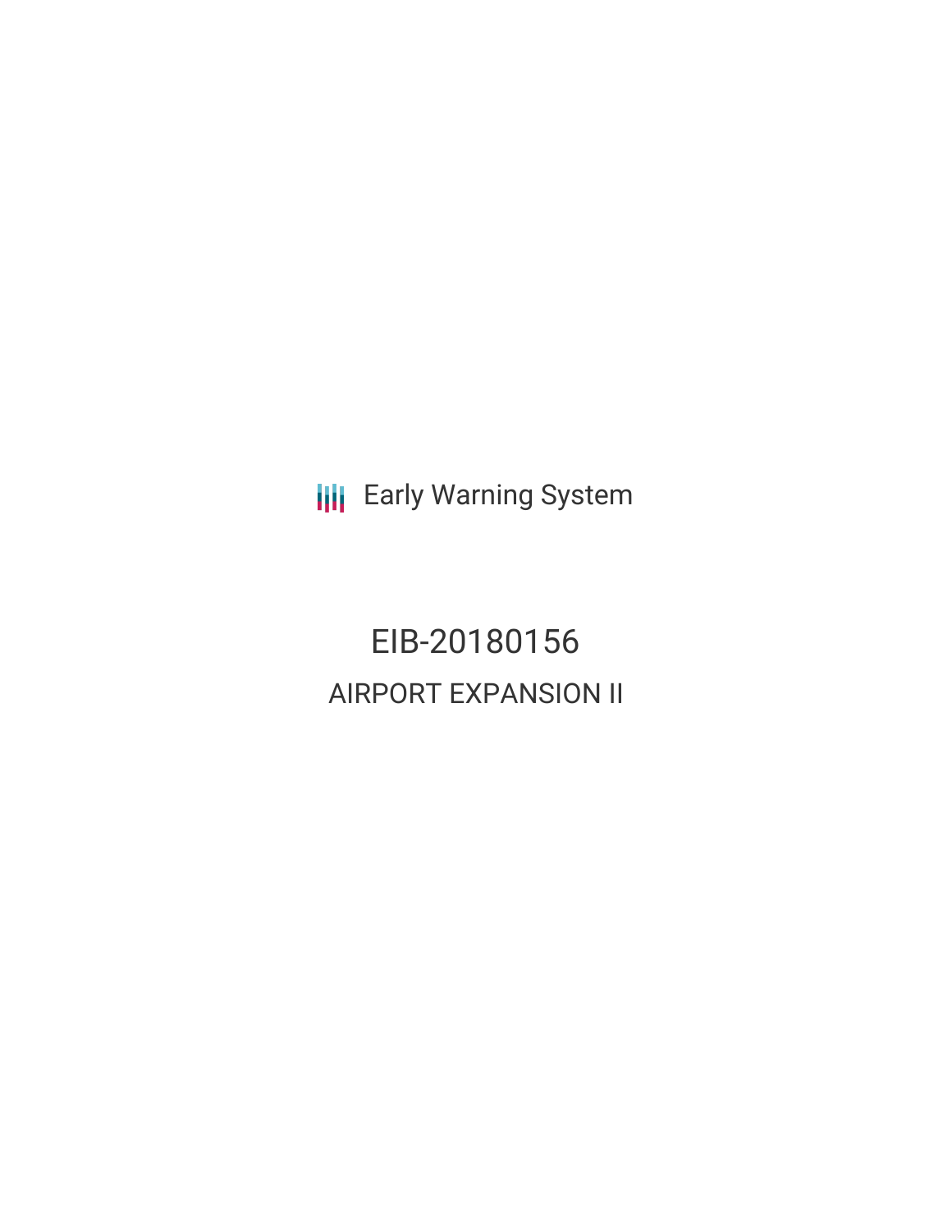Early Warning System

# EIB-20180156

## AIRPORT EXPANSION II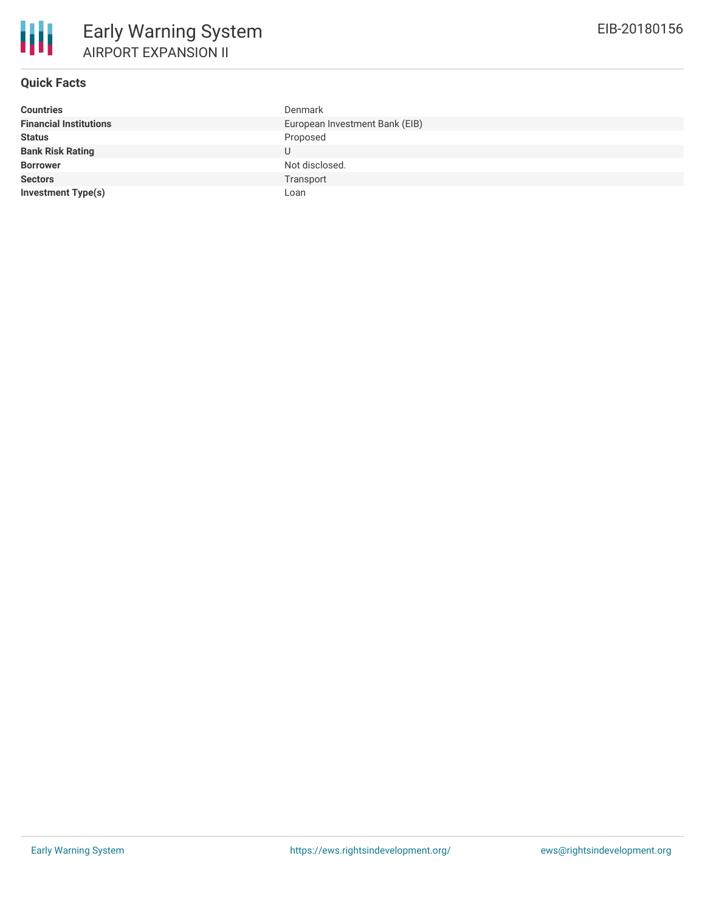# Early Warning System

## AIRPORT EXPANSION II

EIB-20180156

### Quick Facts

| | |
|---|---|
| **Countries** | Denmark |
| **Financial Institutions** | European Investment Bank (EIB) |
| **Status** | Proposed |
| **Bank Risk Rating** | U |
| **Borrower** | Not disclosed. |
| **Sectors** | Transport |
| **Investment Type(s)** | Loan |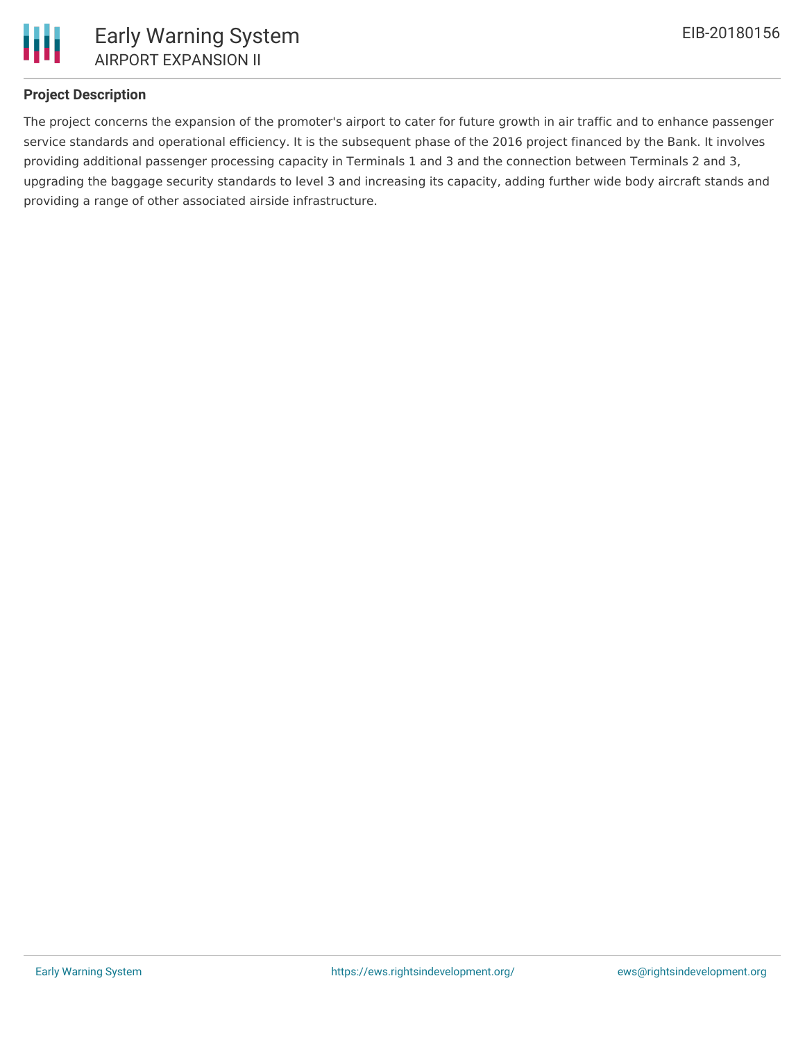## Project Description

The project concerns the expansion of the promoter's airport to cater for future growth in air traffic and to enhance passenger service standards and operational efficiency. It is the subsequent phase of the 2016 project financed by the Bank. It involves providing additional passenger processing capacity in Terminals 1 and 3 and the connection between Terminals 2 and 3, upgrading the baggage security standards to level 3 and increasing its capacity, adding further wide body aircraft stands and providing a range of other associated airside infrastructure.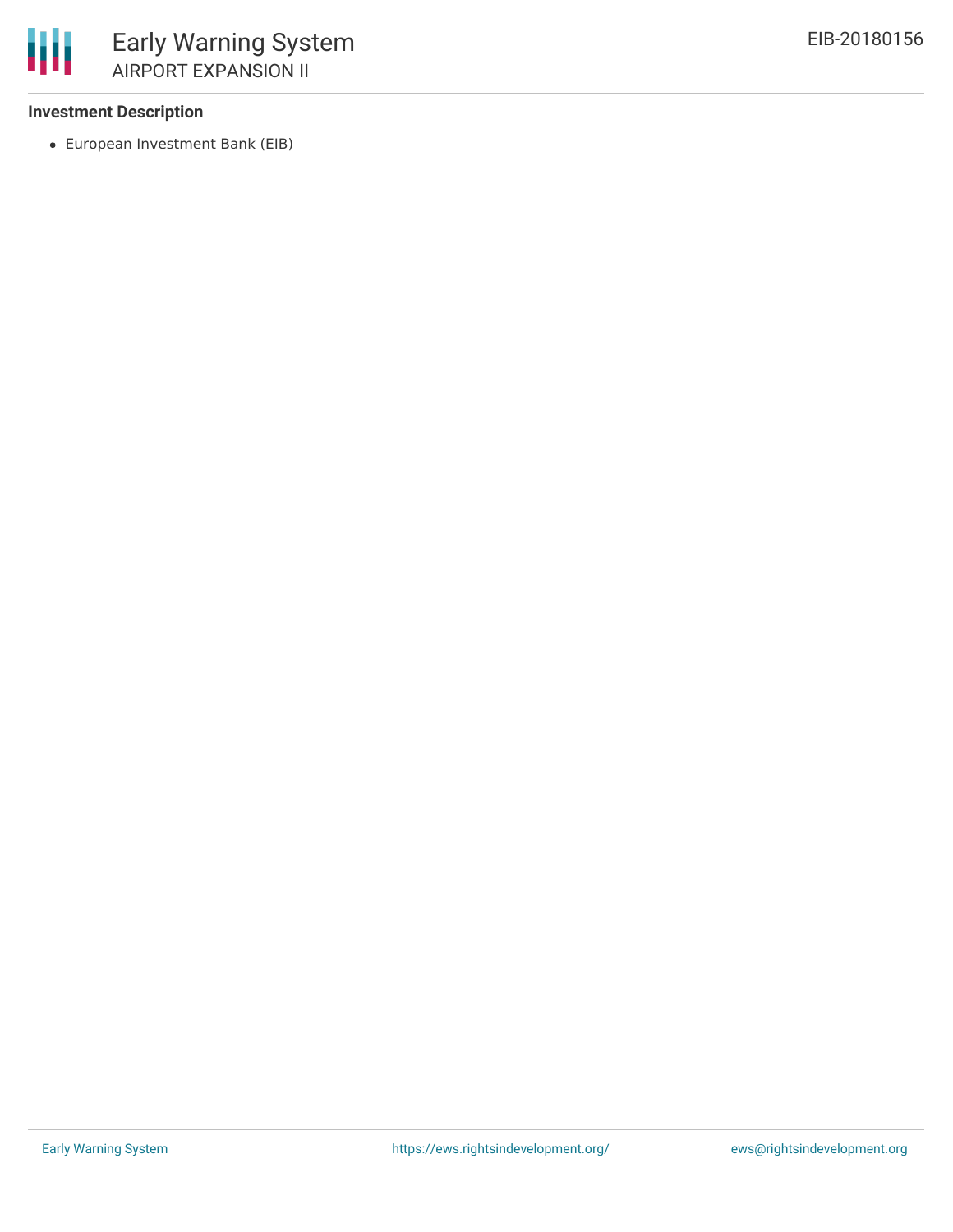### Investment Description

- European Investment Bank (EIB)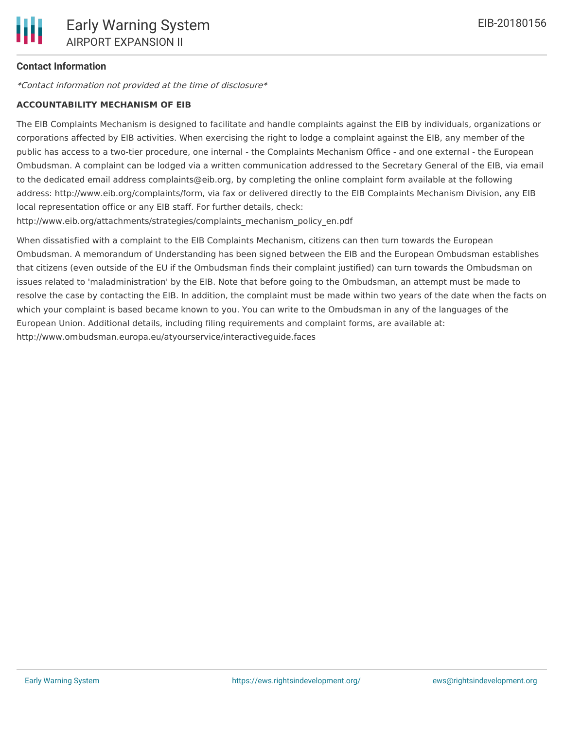## Contact Information

*\*Contact information not provided at the time of disclosure\**

### ACCOUNTABILITY MECHANISM OF EIB

The EIB Complaints Mechanism is designed to facilitate and handle complaints against the EIB by individuals, organizations or corporations affected by EIB activities. When exercising the right to lodge a complaint against the EIB, any member of the public has access to a two-tier procedure, one internal - the Complaints Mechanism Office - and one external - the European Ombudsman. A complaint can be lodged via a written communication addressed to the Secretary General of the EIB, via email to the dedicated email address complaints@eib.org, by completing the online complaint form available at the following address: http://www.eib.org/complaints/form, via fax or delivered directly to the EIB Complaints Mechanism Division, any EIB local representation office or any EIB staff. For further details, check: http://www.eib.org/attachments/strategies/complaints_mechanism_policy_en.pdf

When dissatisfied with a complaint to the EIB Complaints Mechanism, citizens can then turn towards the European Ombudsman. A memorandum of Understanding has been signed between the EIB and the European Ombudsman establishes that citizens (even outside of the EU if the Ombudsman finds their complaint justified) can turn towards the Ombudsman on issues related to 'maladministration' by the EIB. Note that before going to the Ombudsman, an attempt must be made to resolve the case by contacting the EIB. In addition, the complaint must be made within two years of the date when the facts on which your complaint is based became known to you. You can write to the Ombudsman in any of the languages of the European Union. Additional details, including filing requirements and complaint forms, are available at: http://www.ombudsman.europa.eu/atyourservice/interactiveguide.faces